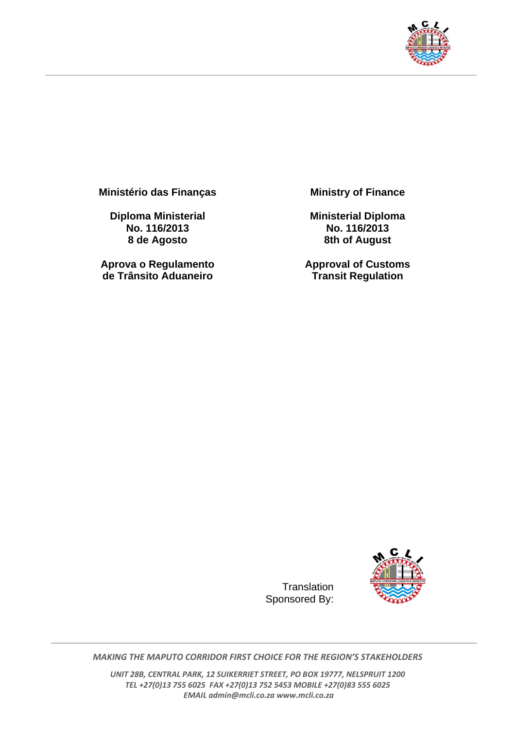| Ministério das Finanças | Ministry of Finance |
| --- | --- |
| **Diploma Ministerial No. 116/2013 8 de Agosto** | **Ministerial Diploma No. 116/2013 8th of August** |
| **Aprova o Regulamento de Trânsito Aduaneiro** | **Approval of Customs Transit Regulation** |

Translation Sponsored By:

*MAKING THE MAPUTO CORRIDOR FIRST CHOICE FOR THE REGION'S STAKEHOLDERS*

*UNIT 28B, CENTRAL PARK, 12 SUIKERRIET STREET, PO BOX 19777, NELSPRUIT 1200*
*TEL +27(0)13 755 6025 FAX +27(0)13 752 5453 MOBILE +27(0)83 555 6025*
*EMAIL admin@mcli.co.za www.mcli.co.za*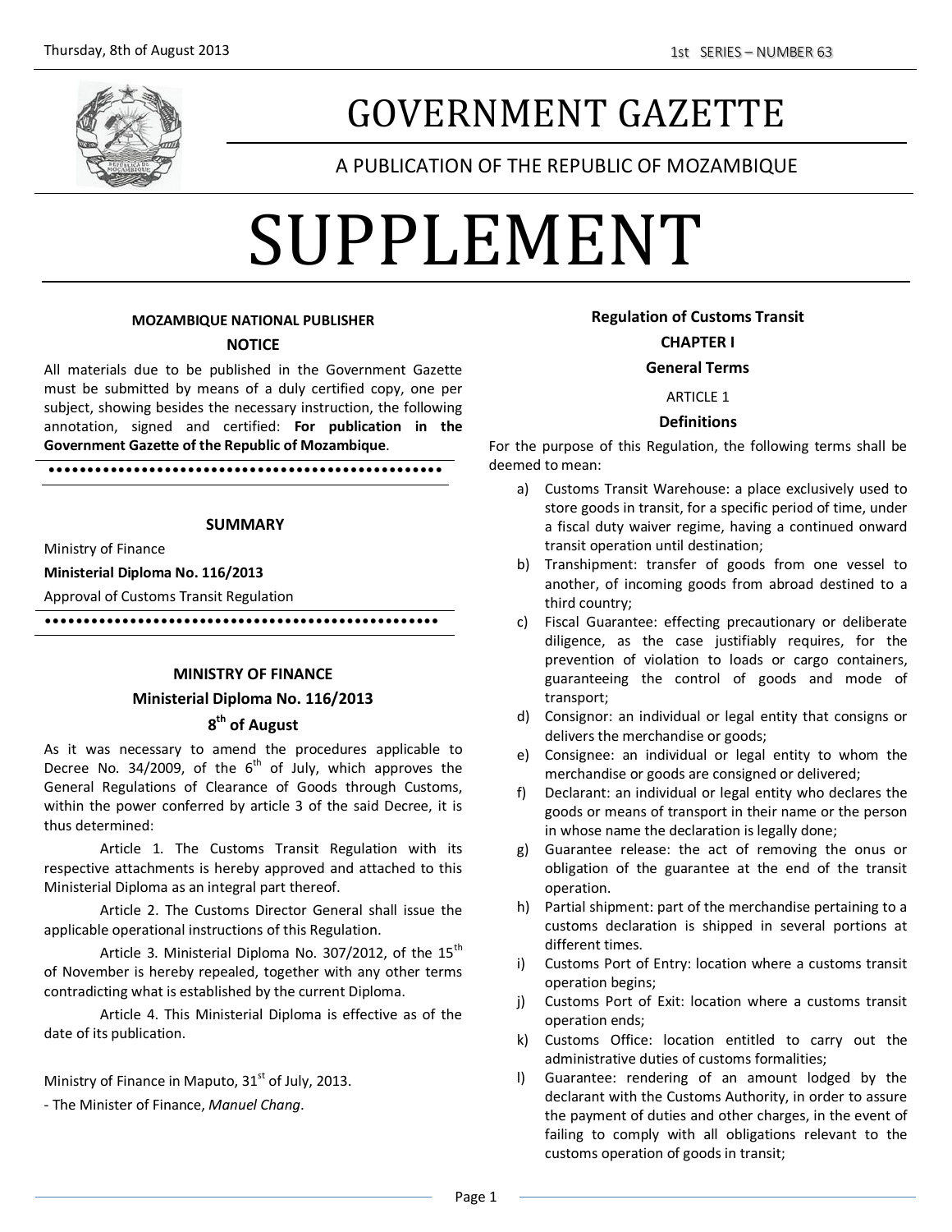Thursday, 8th of August 2013

1st SERIES – NUMBER 63

# GOVERNMENT GAZETTE

A PUBLICATION OF THE REPUBLIC OF MOZAMBIQUE

# SUPPLEMENT

**MOZAMBIQUE NATIONAL PUBLISHER**

**NOTICE**

All materials due to be published in the Government Gazette must be submitted by means of a duly certified copy, one per subject, showing besides the necessary instruction, the following annotation, signed and certified: **For publication in the Government Gazette of the Republic of Mozambique**.

**SUMMARY**

Ministry of Finance

**Ministerial Diploma No. 116/2013**

Approval of Customs Transit Regulation

**MINISTRY OF FINANCE**

**Ministerial Diploma No. 116/2013**

**8th of August**

As it was necessary to amend the procedures applicable to Decree No. 34/2009, of the 6th of July, which approves the General Regulations of Clearance of Goods through Customs, within the power conferred by article 3 of the said Decree, it is thus determined:

Article 1. The Customs Transit Regulation with its respective attachments is hereby approved and attached to this Ministerial Diploma as an integral part thereof.

Article 2. The Customs Director General shall issue the applicable operational instructions of this Regulation.

Article 3. Ministerial Diploma No. 307/2012, of the 15th of November is hereby repealed, together with any other terms contradicting what is established by the current Diploma.

Article 4. This Ministerial Diploma is effective as of the date of its publication.

Ministry of Finance in Maputo, 31st of July, 2013.

- The Minister of Finance, *Manuel Chang*.

**Regulation of Customs Transit**

**CHAPTER I**

**General Terms**

ARTICLE 1

**Definitions**

For the purpose of this Regulation, the following terms shall be deemed to mean:

a) Customs Transit Warehouse: a place exclusively used to store goods in transit, for a specific period of time, under a fiscal duty waiver regime, having a continued onward transit operation until destination;
b) Transhipment: transfer of goods from one vessel to another, of incoming goods from abroad destined to a third country;
c) Fiscal Guarantee: effecting precautionary or deliberate diligence, as the case justifiably requires, for the prevention of violation to loads or cargo containers, guaranteeing the control of goods and mode of transport;
d) Consignor: an individual or legal entity that consigns or delivers the merchandise or goods;
e) Consignee: an individual or legal entity to whom the merchandise or goods are consigned or delivered;
f) Declarant: an individual or legal entity who declares the goods or means of transport in their name or the person in whose name the declaration is legally done;
g) Guarantee release: the act of removing the onus or obligation of the guarantee at the end of the transit operation.
h) Partial shipment: part of the merchandise pertaining to a customs declaration is shipped in several portions at different times.
i) Customs Port of Entry: location where a customs transit operation begins;
j) Customs Port of Exit: location where a customs transit operation ends;
k) Customs Office: location entitled to carry out the administrative duties of customs formalities;
l) Guarantee: rendering of an amount lodged by the declarant with the Customs Authority, in order to assure the payment of duties and other charges, in the event of failing to comply with all obligations relevant to the customs operation of goods in transit;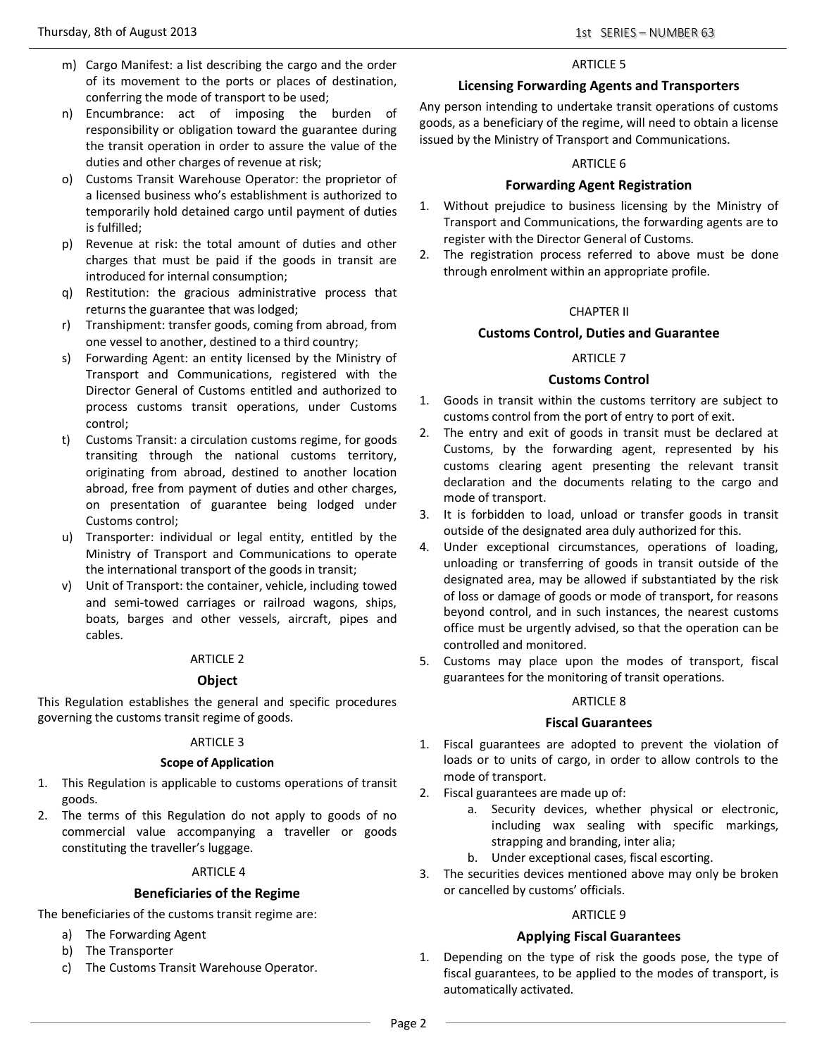m) Cargo Manifest: a list describing the cargo and the order of its movement to the ports or places of destination, conferring the mode of transport to be used;
n) Encumbrance: act of imposing the burden of responsibility or obligation toward the guarantee during the transit operation in order to assure the value of the duties and other charges of revenue at risk;
o) Customs Transit Warehouse Operator: the proprietor of a licensed business who's establishment is authorized to temporarily hold detained cargo until payment of duties is fulfilled;
p) Revenue at risk: the total amount of duties and other charges that must be paid if the goods in transit are introduced for internal consumption;
q) Restitution: the gracious administrative process that returns the guarantee that was lodged;
r) Transhipment: transfer goods, coming from abroad, from one vessel to another, destined to a third country;
s) Forwarding Agent: an entity licensed by the Ministry of Transport and Communications, registered with the Director General of Customs entitled and authorized to process customs transit operations, under Customs control;
t) Customs Transit: a circulation customs regime, for goods transiting through the national customs territory, originating from abroad, destined to another location abroad, free from payment of duties and other charges, on presentation of guarantee being lodged under Customs control;
u) Transporter: individual or legal entity, entitled by the Ministry of Transport and Communications to operate the international transport of the goods in transit;
v) Unit of Transport: the container, vehicle, including towed and semi-towed carriages or railroad wagons, ships, boats, barges and other vessels, aircraft, pipes and cables.

ARTICLE 2

**Object**

This Regulation establishes the general and specific procedures governing the customs transit regime of goods.

ARTICLE 3

**Scope of Application**

1. This Regulation is applicable to customs operations of transit goods.
2. The terms of this Regulation do not apply to goods of no commercial value accompanying a traveller or goods constituting the traveller's luggage.

ARTICLE 4

**Beneficiaries of the Regime**

The beneficiaries of the customs transit regime are:

a) The Forwarding Agent
b) The Transporter
c) The Customs Transit Warehouse Operator.

ARTICLE 5

**Licensing Forwarding Agents and Transporters**

Any person intending to undertake transit operations of customs goods, as a beneficiary of the regime, will need to obtain a license issued by the Ministry of Transport and Communications.

ARTICLE 6

**Forwarding Agent Registration**

1. Without prejudice to business licensing by the Ministry of Transport and Communications, the forwarding agents are to register with the Director General of Customs.
2. The registration process referred to above must be done through enrolment within an appropriate profile.

CHAPTER II

**Customs Control, Duties and Guarantee**

ARTICLE 7

**Customs Control**

1. Goods in transit within the customs territory are subject to customs control from the port of entry to port of exit.
2. The entry and exit of goods in transit must be declared at Customs, by the forwarding agent, represented by his customs clearing agent presenting the relevant transit declaration and the documents relating to the cargo and mode of transport.
3. It is forbidden to load, unload or transfer goods in transit outside of the designated area duly authorized for this.
4. Under exceptional circumstances, operations of loading, unloading or transferring of goods in transit outside of the designated area, may be allowed if substantiated by the risk of loss or damage of goods or mode of transport, for reasons beyond control, and in such instances, the nearest customs office must be urgently advised, so that the operation can be controlled and monitored.
5. Customs may place upon the modes of transport, fiscal guarantees for the monitoring of transit operations.

ARTICLE 8

**Fiscal Guarantees**

1. Fiscal guarantees are adopted to prevent the violation of loads or to units of cargo, in order to allow controls to the mode of transport.
2. Fiscal guarantees are made up of:
    a. Security devices, whether physical or electronic, including wax sealing with specific markings, strapping and branding, inter alia;
    b. Under exceptional cases, fiscal escorting.
3. The securities devices mentioned above may only be broken or cancelled by customs' officials.

ARTICLE 9

**Applying Fiscal Guarantees**

1. Depending on the type of risk the goods pose, the type of fiscal guarantees, to be applied to the modes of transport, is automatically activated.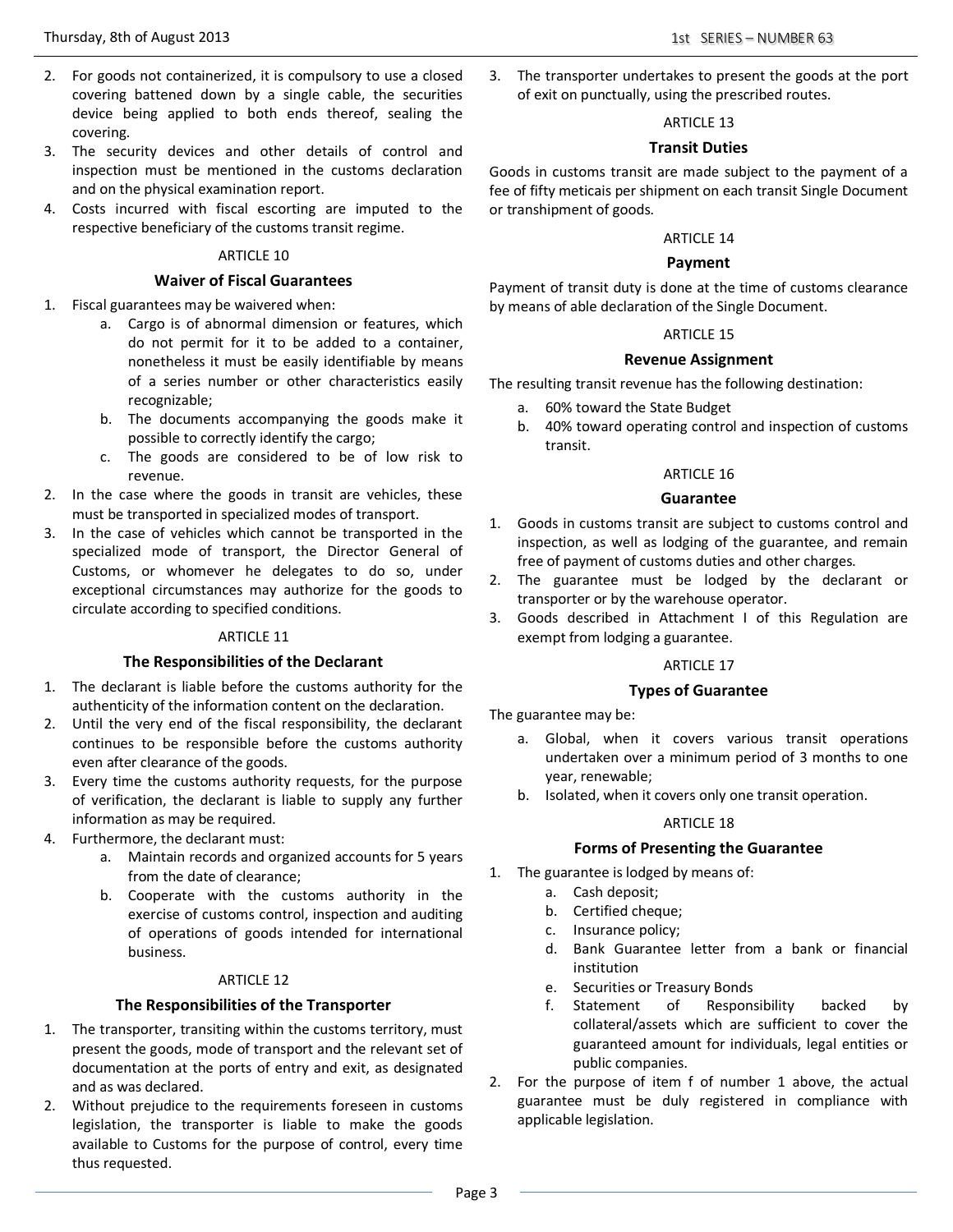2. For goods not containerized, it is compulsory to use a closed covering battened down by a single cable, the securities device being applied to both ends thereof, sealing the covering.
3. The security devices and other details of control and inspection must be mentioned in the customs declaration and on the physical examination report.
4. Costs incurred with fiscal escorting are imputed to the respective beneficiary of the customs transit regime.

ARTICLE 10

### Waiver of Fiscal Guarantees

1. Fiscal guarantees may be waivered when:
   a. Cargo is of abnormal dimension or features, which do not permit for it to be added to a container, nonetheless it must be easily identifiable by means of a series number or other characteristics easily recognizable;
   b. The documents accompanying the goods make it possible to correctly identify the cargo;
   c. The goods are considered to be of low risk to revenue.
2. In the case where the goods in transit are vehicles, these must be transported in specialized modes of transport.
3. In the case of vehicles which cannot be transported in the specialized mode of transport, the Director General of Customs, or whomever he delegates to do so, under exceptional circumstances may authorize for the goods to circulate according to specified conditions.

ARTICLE 11

### The Responsibilities of the Declarant

1. The declarant is liable before the customs authority for the authenticity of the information content on the declaration.
2. Until the very end of the fiscal responsibility, the declarant continues to be responsible before the customs authority even after clearance of the goods.
3. Every time the customs authority requests, for the purpose of verification, the declarant is liable to supply any further information as may be required.
4. Furthermore, the declarant must:
   a. Maintain records and organized accounts for 5 years from the date of clearance;
   b. Cooperate with the customs authority in the exercise of customs control, inspection and auditing of operations of goods intended for international business.

ARTICLE 12

### The Responsibilities of the Transporter

1. The transporter, transiting within the customs territory, must present the goods, mode of transport and the relevant set of documentation at the ports of entry and exit, as designated and as was declared.
2. Without prejudice to the requirements foreseen in customs legislation, the transporter is liable to make the goods available to Customs for the purpose of control, every time thus requested.
3. The transporter undertakes to present the goods at the port of exit on punctually, using the prescribed routes.

ARTICLE 13

### Transit Duties

Goods in customs transit are made subject to the payment of a fee of fifty meticais per shipment on each transit Single Document or transhipment of goods.

ARTICLE 14

### Payment

Payment of transit duty is done at the time of customs clearance by means of able declaration of the Single Document.

ARTICLE 15

### Revenue Assignment

The resulting transit revenue has the following destination:

a. 60% toward the State Budget
b. 40% toward operating control and inspection of customs transit.

ARTICLE 16

### Guarantee

1. Goods in customs transit are subject to customs control and inspection, as well as lodging of the guarantee, and remain free of payment of customs duties and other charges.
2. The guarantee must be lodged by the declarant or transporter or by the warehouse operator.
3. Goods described in Attachment I of this Regulation are exempt from lodging a guarantee.

ARTICLE 17

### Types of Guarantee

The guarantee may be:

a. Global, when it covers various transit operations undertaken over a minimum period of 3 months to one year, renewable;
b. Isolated, when it covers only one transit operation.

ARTICLE 18

### Forms of Presenting the Guarantee

1. The guarantee is lodged by means of:
   a. Cash deposit;
   b. Certified cheque;
   c. Insurance policy;
   d. Bank Guarantee letter from a bank or financial institution
   e. Securities or Treasury Bonds
   f. Statement of Responsibility backed by collateral/assets which are sufficient to cover the guaranteed amount for individuals, legal entities or public companies.
2. For the purpose of item f of number 1 above, the actual guarantee must be duly registered in compliance with applicable legislation.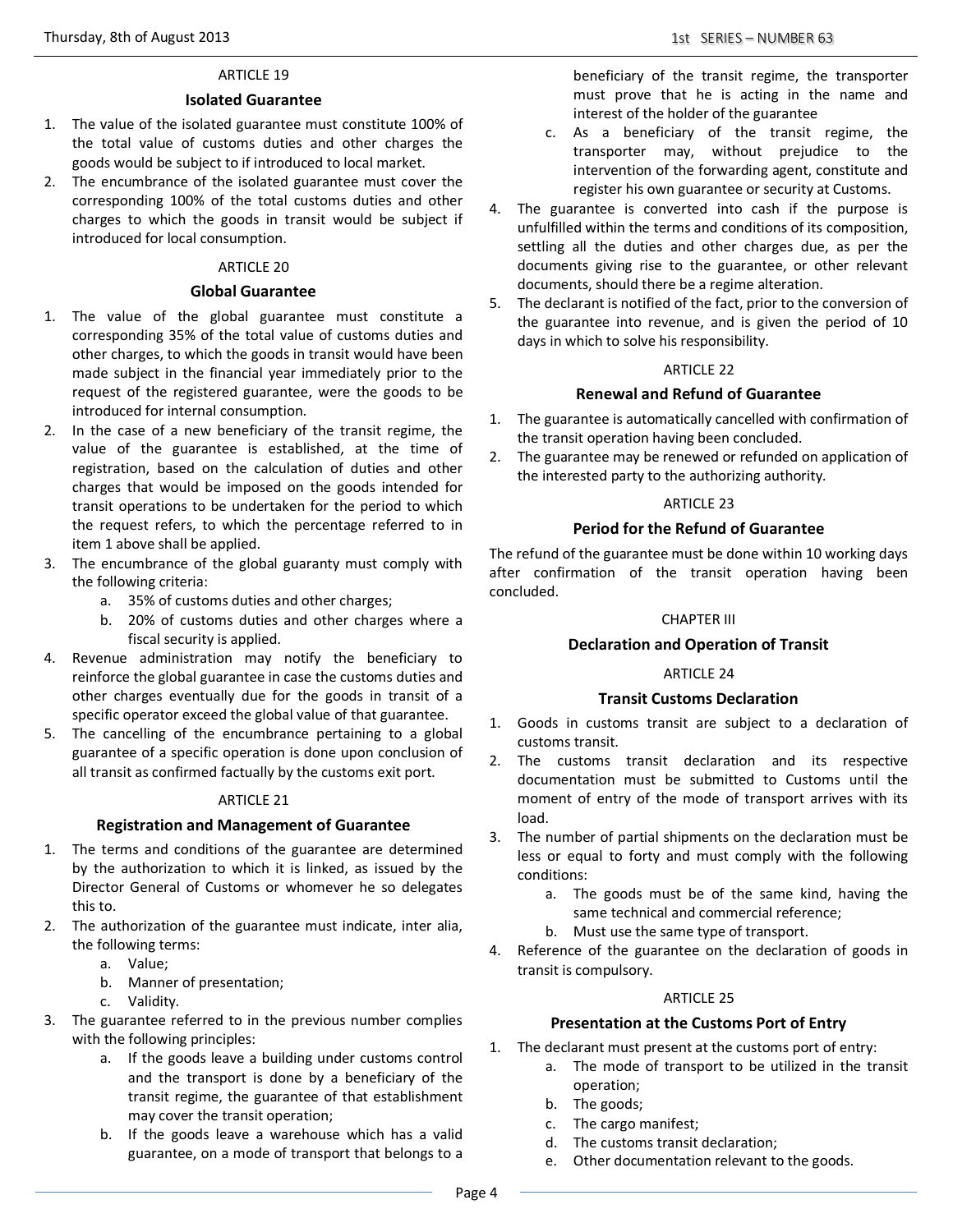### ARTICLE 19

#### Isolated Guarantee

1. The value of the isolated guarantee must constitute 100% of the total value of customs duties and other charges the goods would be subject to if introduced to local market.
2. The encumbrance of the isolated guarantee must cover the corresponding 100% of the total customs duties and other charges to which the goods in transit would be subject if introduced for local consumption.

### ARTICLE 20

#### Global Guarantee

1. The value of the global guarantee must constitute a corresponding 35% of the total value of customs duties and other charges, to which the goods in transit would have been made subject in the financial year immediately prior to the request of the registered guarantee, were the goods to be introduced for internal consumption.
2. In the case of a new beneficiary of the transit regime, the value of the guarantee is established, at the time of registration, based on the calculation of duties and other charges that would be imposed on the goods intended for transit operations to be undertaken for the period to which the request refers, to which the percentage referred to in item 1 above shall be applied.
3. The encumbrance of the global guaranty must comply with the following criteria:
   a. 35% of customs duties and other charges;
   b. 20% of customs duties and other charges where a fiscal security is applied.
4. Revenue administration may notify the beneficiary to reinforce the global guarantee in case the customs duties and other charges eventually due for the goods in transit of a specific operator exceed the global value of that guarantee.
5. The cancelling of the encumbrance pertaining to a global guarantee of a specific operation is done upon conclusion of all transit as confirmed factually by the customs exit port.

### ARTICLE 21

#### Registration and Management of Guarantee

1. The terms and conditions of the guarantee are determined by the authorization to which it is linked, as issued by the Director General of Customs or whomever he so delegates this to.
2. The authorization of the guarantee must indicate, inter alia, the following terms:
   a. Value;
   b. Manner of presentation;
   c. Validity.
3. The guarantee referred to in the previous number complies with the following principles:
   a. If the goods leave a building under customs control and the transport is done by a beneficiary of the transit regime, the guarantee of that establishment may cover the transit operation;
   b. If the goods leave a warehouse which has a valid guarantee, on a mode of transport that belongs to a beneficiary of the transit regime, the transporter must prove that he is acting in the name and interest of the holder of the guarantee
   c. As a beneficiary of the transit regime, the transporter may, without prejudice to the intervention of the forwarding agent, constitute and register his own guarantee or security at Customs.
4. The guarantee is converted into cash if the purpose is unfulfilled within the terms and conditions of its composition, settling all the duties and other charges due, as per the documents giving rise to the guarantee, or other relevant documents, should there be a regime alteration.
5. The declarant is notified of the fact, prior to the conversion of the guarantee into revenue, and is given the period of 10 days in which to solve his responsibility.

### ARTICLE 22

#### Renewal and Refund of Guarantee

1. The guarantee is automatically cancelled with confirmation of the transit operation having been concluded.
2. The guarantee may be renewed or refunded on application of the interested party to the authorizing authority.

### ARTICLE 23

#### Period for the Refund of Guarantee

The refund of the guarantee must be done within 10 working days after confirmation of the transit operation having been concluded.

## CHAPTER III

### Declaration and Operation of Transit

### ARTICLE 24

#### Transit Customs Declaration

1. Goods in customs transit are subject to a declaration of customs transit.
2. The customs transit declaration and its respective documentation must be submitted to Customs until the moment of entry of the mode of transport arrives with its load.
3. The number of partial shipments on the declaration must be less or equal to forty and must comply with the following conditions:
   a. The goods must be of the same kind, having the same technical and commercial reference;
   b. Must use the same type of transport.
4. Reference of the guarantee on the declaration of goods in transit is compulsory.

### ARTICLE 25

#### Presentation at the Customs Port of Entry

1. The declarant must present at the customs port of entry:
   a. The mode of transport to be utilized in the transit operation;
   b. The goods;
   c. The cargo manifest;
   d. The customs transit declaration;
   e. Other documentation relevant to the goods.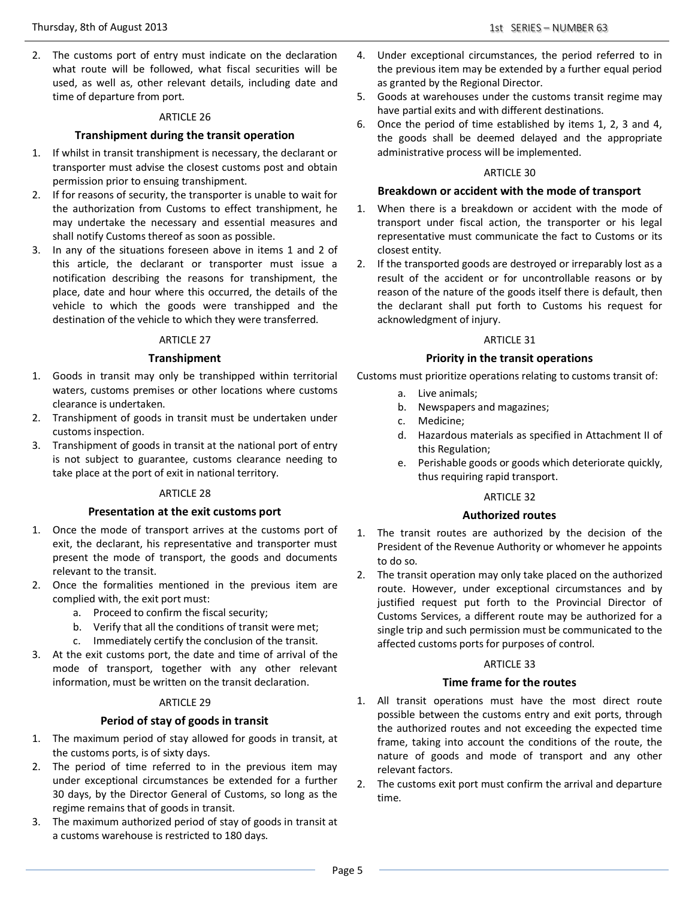2. The customs port of entry must indicate on the declaration what route will be followed, what fiscal securities will be used, as well as, other relevant details, including date and time of departure from port.

ARTICLE 26

### Transhipment during the transit operation

1. If whilst in transit transhipment is necessary, the declarant or transporter must advise the closest customs post and obtain permission prior to ensuing transhipment.
2. If for reasons of security, the transporter is unable to wait for the authorization from Customs to effect transhipment, he may undertake the necessary and essential measures and shall notify Customs thereof as soon as possible.
3. In any of the situations foreseen above in items 1 and 2 of this article, the declarant or transporter must issue a notification describing the reasons for transhipment, the place, date and hour where this occurred, the details of the vehicle to which the goods were transhipped and the destination of the vehicle to which they were transferred.

ARTICLE 27

### Transhipment

1. Goods in transit may only be transhipped within territorial waters, customs premises or other locations where customs clearance is undertaken.
2. Transhipment of goods in transit must be undertaken under customs inspection.
3. Transhipment of goods in transit at the national port of entry is not subject to guarantee, customs clearance needing to take place at the port of exit in national territory.

ARTICLE 28

### Presentation at the exit customs port

1. Once the mode of transport arrives at the customs port of exit, the declarant, his representative and transporter must present the mode of transport, the goods and documents relevant to the transit.
2. Once the formalities mentioned in the previous item are complied with, the exit port must:
   a. Proceed to confirm the fiscal security;
   b. Verify that all the conditions of transit were met;
   c. Immediately certify the conclusion of the transit.
3. At the exit customs port, the date and time of arrival of the mode of transport, together with any other relevant information, must be written on the transit declaration.

ARTICLE 29

### Period of stay of goods in transit

1. The maximum period of stay allowed for goods in transit, at the customs ports, is of sixty days.
2. The period of time referred to in the previous item may under exceptional circumstances be extended for a further 30 days, by the Director General of Customs, so long as the regime remains that of goods in transit.
3. The maximum authorized period of stay of goods in transit at a customs warehouse is restricted to 180 days.
4. Under exceptional circumstances, the period referred to in the previous item may be extended by a further equal period as granted by the Regional Director.
5. Goods at warehouses under the customs transit regime may have partial exits and with different destinations.
6. Once the period of time established by items 1, 2, 3 and 4, the goods shall be deemed delayed and the appropriate administrative process will be implemented.

ARTICLE 30

### Breakdown or accident with the mode of transport

1. When there is a breakdown or accident with the mode of transport under fiscal action, the transporter or his legal representative must communicate the fact to Customs or its closest entity.
2. If the transported goods are destroyed or irreparably lost as a result of the accident or for uncontrollable reasons or by reason of the nature of the goods itself there is default, then the declarant shall put forth to Customs his request for acknowledgment of injury.

ARTICLE 31

### Priority in the transit operations

Customs must prioritize operations relating to customs transit of:

a. Live animals;
b. Newspapers and magazines;
c. Medicine;
d. Hazardous materials as specified in Attachment II of this Regulation;
e. Perishable goods or goods which deteriorate quickly, thus requiring rapid transport.

ARTICLE 32

### Authorized routes

1. The transit routes are authorized by the decision of the President of the Revenue Authority or whomever he appoints to do so.
2. The transit operation may only take placed on the authorized route. However, under exceptional circumstances and by justified request put forth to the Provincial Director of Customs Services, a different route may be authorized for a single trip and such permission must be communicated to the affected customs ports for purposes of control.

ARTICLE 33

### Time frame for the routes

1. All transit operations must have the most direct route possible between the customs entry and exit ports, through the authorized routes and not exceeding the expected time frame, taking into account the conditions of the route, the nature of goods and mode of transport and any other relevant factors.
2. The customs exit port must confirm the arrival and departure time.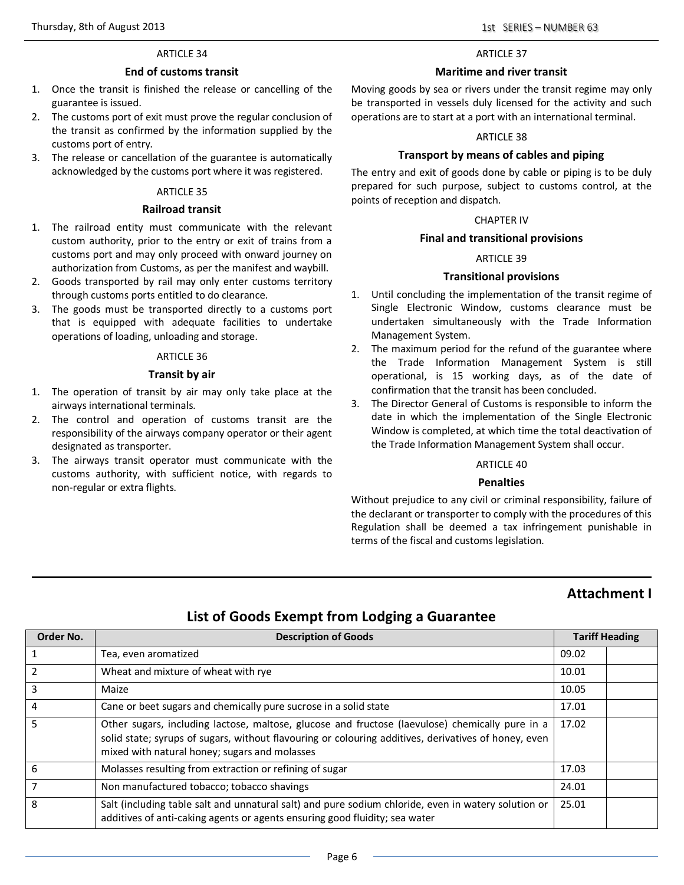ARTICLE 34

### End of customs transit

1. Once the transit is finished the release or cancelling of the guarantee is issued.
2. The customs port of exit must prove the regular conclusion of the transit as confirmed by the information supplied by the customs port of entry.
3. The release or cancellation of the guarantee is automatically acknowledged by the customs port where it was registered.

ARTICLE 35

### Railroad transit

1. The railroad entity must communicate with the relevant custom authority, prior to the entry or exit of trains from a customs port and may only proceed with onward journey on authorization from Customs, as per the manifest and waybill.
2. Goods transported by rail may only enter customs territory through customs ports entitled to do clearance.
3. The goods must be transported directly to a customs port that is equipped with adequate facilities to undertake operations of loading, unloading and storage.

ARTICLE 36

### Transit by air

1. The operation of transit by air may only take place at the airways international terminals.
2. The control and operation of customs transit are the responsibility of the airways company operator or their agent designated as transporter.
3. The airways transit operator must communicate with the customs authority, with sufficient notice, with regards to non-regular or extra flights.

ARTICLE 37

### Maritime and river transit

Moving goods by sea or rivers under the transit regime may only be transported in vessels duly licensed for the activity and such operations are to start at a port with an international terminal.

ARTICLE 38

### Transport by means of cables and piping

The entry and exit of goods done by cable or piping is to be duly prepared for such purpose, subject to customs control, at the points of reception and dispatch.

CHAPTER IV

## Final and transitional provisions

ARTICLE 39

### Transitional provisions

1. Until concluding the implementation of the transit regime of Single Electronic Window, customs clearance must be undertaken simultaneously with the Trade Information Management System.
2. The maximum period for the refund of the guarantee where the Trade Information Management System is still operational, is 15 working days, as of the date of confirmation that the transit has been concluded.
3. The Director General of Customs is responsible to inform the date in which the implementation of the Single Electronic Window is completed, at which time the total deactivation of the Trade Information Management System shall occur.

ARTICLE 40

### Penalties

Without prejudice to any civil or criminal responsibility, failure of the declarant or transporter to comply with the procedures of this Regulation shall be deemed a tax infringement punishable in terms of the fiscal and customs legislation.

## Attachment I

## List of Goods Exempt from Lodging a Guarantee

| Order No. | Description of Goods | Tariff Heading | |
|---|---|---|---|
| 1 | Tea, even aromatized | 09.02 | |
| 2 | Wheat and mixture of wheat with rye | 10.01 | |
| 3 | Maize | 10.05 | |
| 4 | Cane or beet sugars and chemically pure sucrose in a solid state | 17.01 | |
| 5 | Other sugars, including lactose, maltose, glucose and fructose (laevulose) chemically pure in a solid state; syrups of sugars, without flavouring or colouring additives, derivatives of honey, even mixed with natural honey; sugars and molasses | 17.02 | |
| 6 | Molasses resulting from extraction or refining of sugar | 17.03 | |
| 7 | Non manufactured tobacco; tobacco shavings | 24.01 | |
| 8 | Salt (including table salt and unnatural salt) and pure sodium chloride, even in watery solution or additives of anti-caking agents or agents ensuring good fluidity; sea water | 25.01 | |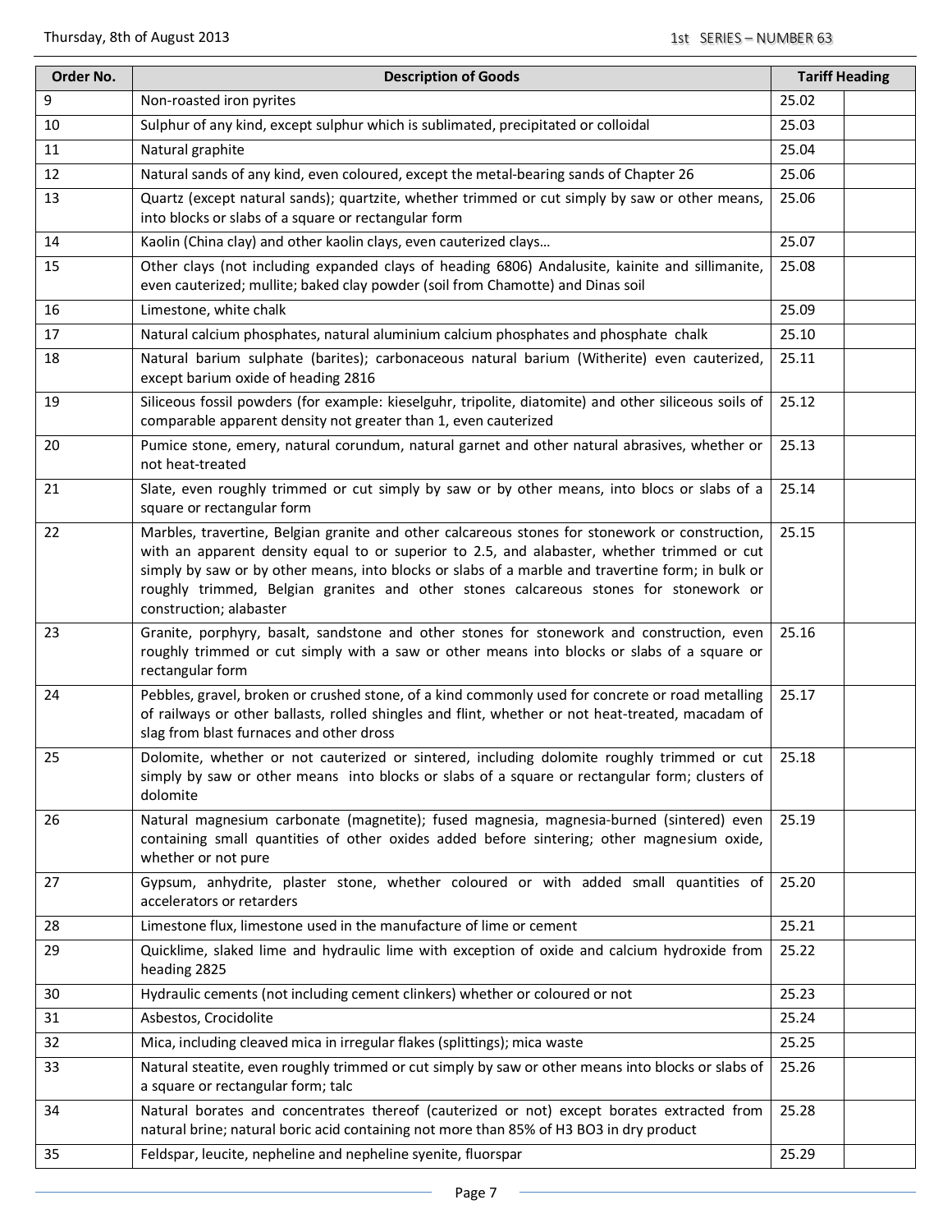| Order No. | Description of Goods | Tariff Heading | |
|---|---|---|---|
| 9 | Non-roasted iron pyrites | 25.02 | |
| 10 | Sulphur of any kind, except sulphur which is sublimated, precipitated or colloidal | 25.03 | |
| 11 | Natural graphite | 25.04 | |
| 12 | Natural sands of any kind, even coloured, except the metal-bearing sands of Chapter 26 | 25.06 | |
| 13 | Quartz (except natural sands); quartzite, whether trimmed or cut simply by saw or other means, into blocks or slabs of a square or rectangular form | 25.06 | |
| 14 | Kaolin (China clay) and other kaolin clays, even cauterized clays… | 25.07 | |
| 15 | Other clays (not including expanded clays of heading 6806) Andalusite, kainite and sillimanite, even cauterized; mullite; baked clay powder (soil from Chamotte) and Dinas soil | 25.08 | |
| 16 | Limestone, white chalk | 25.09 | |
| 17 | Natural calcium phosphates, natural aluminium calcium phosphates and phosphate chalk | 25.10 | |
| 18 | Natural barium sulphate (barites); carbonaceous natural barium (Witherite) even cauterized, except barium oxide of heading 2816 | 25.11 | |
| 19 | Siliceous fossil powders (for example: kieselguhr, tripolite, diatomite) and other siliceous soils of comparable apparent density not greater than 1, even cauterized | 25.12 | |
| 20 | Pumice stone, emery, natural corundum, natural garnet and other natural abrasives, whether or not heat-treated | 25.13 | |
| 21 | Slate, even roughly trimmed or cut simply by saw or by other means, into blocs or slabs of a square or rectangular form | 25.14 | |
| 22 | Marbles, travertine, Belgian granite and other calcareous stones for stonework or construction, with an apparent density equal to or superior to 2.5, and alabaster, whether trimmed or cut simply by saw or by other means, into blocks or slabs of a marble and travertine form; in bulk or roughly trimmed, Belgian granites and other stones calcareous stones for stonework or construction; alabaster | 25.15 | |
| 23 | Granite, porphyry, basalt, sandstone and other stones for stonework and construction, even roughly trimmed or cut simply with a saw or other means into blocks or slabs of a square or rectangular form | 25.16 | |
| 24 | Pebbles, gravel, broken or crushed stone, of a kind commonly used for concrete or road metalling of railways or other ballasts, rolled shingles and flint, whether or not heat-treated, macadam of slag from blast furnaces and other dross | 25.17 | |
| 25 | Dolomite, whether or not cauterized or sintered, including dolomite roughly trimmed or cut simply by saw or other means into blocks or slabs of a square or rectangular form; clusters of dolomite | 25.18 | |
| 26 | Natural magnesium carbonate (magnetite); fused magnesia, magnesia-burned (sintered) even containing small quantities of other oxides added before sintering; other magnesium oxide, whether or not pure | 25.19 | |
| 27 | Gypsum, anhydrite, plaster stone, whether coloured or with added small quantities of accelerators or retarders | 25.20 | |
| 28 | Limestone flux, limestone used in the manufacture of lime or cement | 25.21 | |
| 29 | Quicklime, slaked lime and hydraulic lime with exception of oxide and calcium hydroxide from heading 2825 | 25.22 | |
| 30 | Hydraulic cements (not including cement clinkers) whether or coloured or not | 25.23 | |
| 31 | Asbestos, Crocidolite | 25.24 | |
| 32 | Mica, including cleaved mica in irregular flakes (splittings); mica waste | 25.25 | |
| 33 | Natural steatite, even roughly trimmed or cut simply by saw or other means into blocks or slabs of a square or rectangular form; talc | 25.26 | |
| 34 | Natural borates and concentrates thereof (cauterized or not) except borates extracted from natural brine; natural boric acid containing not more than 85% of $H_3BO_3$ in dry product | 25.28 | |
| 35 | Feldspar, leucite, nepheline and nepheline syenite, fluorspar | 25.29 | |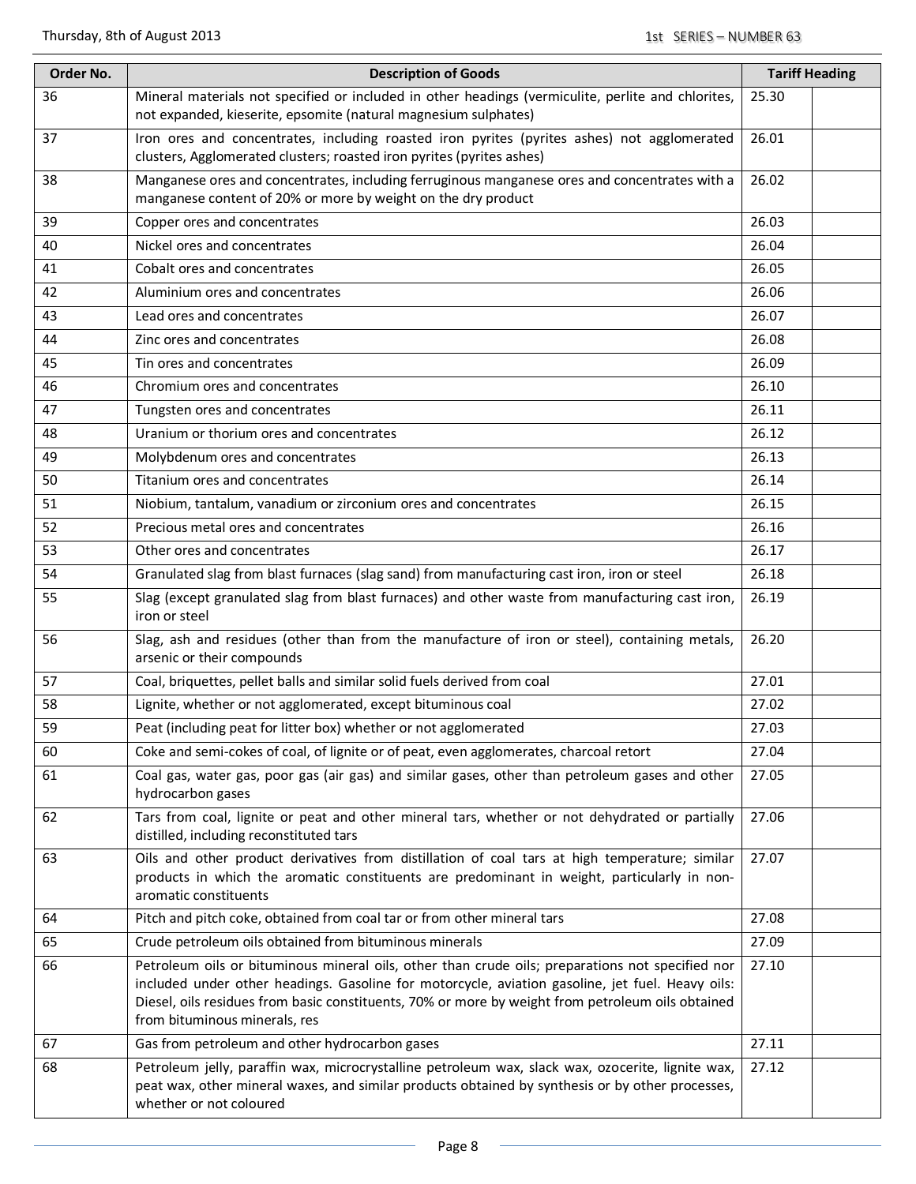| Order No. | Description of Goods | Tariff Heading | |
|---|---|---|---|
| 36 | Mineral materials not specified or included in other headings (vermiculite, perlite and chlorites, not expanded, kieserite, epsomite (natural magnesium sulphates) | 25.30 | |
| 37 | Iron ores and concentrates, including roasted iron pyrites (pyrites ashes) not agglomerated clusters, Agglomerated clusters; roasted iron pyrites (pyrites ashes) | 26.01 | |
| 38 | Manganese ores and concentrates, including ferruginous manganese ores and concentrates with a manganese content of 20% or more by weight on the dry product | 26.02 | |
| 39 | Copper ores and concentrates | 26.03 | |
| 40 | Nickel ores and concentrates | 26.04 | |
| 41 | Cobalt ores and concentrates | 26.05 | |
| 42 | Aluminium ores and concentrates | 26.06 | |
| 43 | Lead ores and concentrates | 26.07 | |
| 44 | Zinc ores and concentrates | 26.08 | |
| 45 | Tin ores and concentrates | 26.09 | |
| 46 | Chromium ores and concentrates | 26.10 | |
| 47 | Tungsten ores and concentrates | 26.11 | |
| 48 | Uranium or thorium ores and concentrates | 26.12 | |
| 49 | Molybdenum ores and concentrates | 26.13 | |
| 50 | Titanium ores and concentrates | 26.14 | |
| 51 | Niobium, tantalum, vanadium or zirconium ores and concentrates | 26.15 | |
| 52 | Precious metal ores and concentrates | 26.16 | |
| 53 | Other ores and concentrates | 26.17 | |
| 54 | Granulated slag from blast furnaces (slag sand) from manufacturing cast iron, iron or steel | 26.18 | |
| 55 | Slag (except granulated slag from blast furnaces) and other waste from manufacturing cast iron, iron or steel | 26.19 | |
| 56 | Slag, ash and residues (other than from the manufacture of iron or steel), containing metals, arsenic or their compounds | 26.20 | |
| 57 | Coal, briquettes, pellet balls and similar solid fuels derived from coal | 27.01 | |
| 58 | Lignite, whether or not agglomerated, except bituminous coal | 27.02 | |
| 59 | Peat (including peat for litter box) whether or not agglomerated | 27.03 | |
| 60 | Coke and semi-cokes of coal, of lignite or of peat, even agglomerates, charcoal retort | 27.04 | |
| 61 | Coal gas, water gas, poor gas (air gas) and similar gases, other than petroleum gases and other hydrocarbon gases | 27.05 | |
| 62 | Tars from coal, lignite or peat and other mineral tars, whether or not dehydrated or partially distilled, including reconstituted tars | 27.06 | |
| 63 | Oils and other product derivatives from distillation of coal tars at high temperature; similar products in which the aromatic constituents are predominant in weight, particularly in non-aromatic constituents | 27.07 | |
| 64 | Pitch and pitch coke, obtained from coal tar or from other mineral tars | 27.08 | |
| 65 | Crude petroleum oils obtained from bituminous minerals | 27.09 | |
| 66 | Petroleum oils or bituminous mineral oils, other than crude oils; preparations not specified nor included under other headings. Gasoline for motorcycle, aviation gasoline, jet fuel. Heavy oils: Diesel, oils residues from basic constituents, 70% or more by weight from petroleum oils obtained from bituminous minerals, res | 27.10 | |
| 67 | Gas from petroleum and other hydrocarbon gases | 27.11 | |
| 68 | Petroleum jelly, paraffin wax, microcrystalline petroleum wax, slack wax, ozocerite, lignite wax, peat wax, other mineral waxes, and similar products obtained by synthesis or by other processes, whether or not coloured | 27.12 | |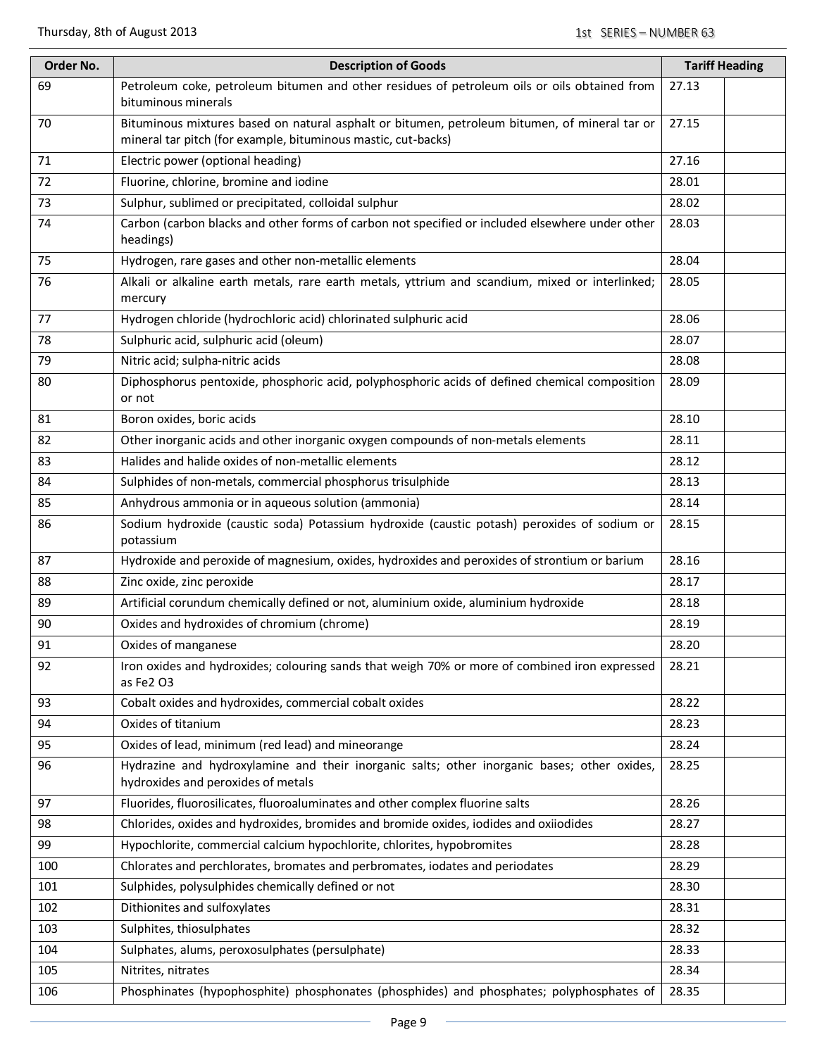| Order No. | Description of Goods | Tariff Heading | |
|---|---|---|---|
| 69 | Petroleum coke, petroleum bitumen and other residues of petroleum oils or oils obtained from bituminous minerals | 27.13 | |
| 70 | Bituminous mixtures based on natural asphalt or bitumen, petroleum bitumen, of mineral tar or mineral tar pitch (for example, bituminous mastic, cut-backs) | 27.15 | |
| 71 | Electric power (optional heading) | 27.16 | |
| 72 | Fluorine, chlorine, bromine and iodine | 28.01 | |
| 73 | Sulphur, sublimed or precipitated, colloidal sulphur | 28.02 | |
| 74 | Carbon (carbon blacks and other forms of carbon not specified or included elsewhere under other headings) | 28.03 | |
| 75 | Hydrogen, rare gases and other non-metallic elements | 28.04 | |
| 76 | Alkali or alkaline earth metals, rare earth metals, yttrium and scandium, mixed or interlinked; mercury | 28.05 | |
| 77 | Hydrogen chloride (hydrochloric acid) chlorinated sulphuric acid | 28.06 | |
| 78 | Sulphuric acid, sulphuric acid (oleum) | 28.07 | |
| 79 | Nitric acid; sulpha-nitric acids | 28.08 | |
| 80 | Diphosphorus pentoxide, phosphoric acid, polyphosphoric acids of defined chemical composition or not | 28.09 | |
| 81 | Boron oxides, boric acids | 28.10 | |
| 82 | Other inorganic acids and other inorganic oxygen compounds of non-metals elements | 28.11 | |
| 83 | Halides and halide oxides of non-metallic elements | 28.12 | |
| 84 | Sulphides of non-metals, commercial phosphorus trisulphide | 28.13 | |
| 85 | Anhydrous ammonia or in aqueous solution (ammonia) | 28.14 | |
| 86 | Sodium hydroxide (caustic soda) Potassium hydroxide (caustic potash) peroxides of sodium or potassium | 28.15 | |
| 87 | Hydroxide and peroxide of magnesium, oxides, hydroxides and peroxides of strontium or barium | 28.16 | |
| 88 | Zinc oxide, zinc peroxide | 28.17 | |
| 89 | Artificial corundum chemically defined or not, aluminium oxide, aluminium hydroxide | 28.18 | |
| 90 | Oxides and hydroxides of chromium (chrome) | 28.19 | |
| 91 | Oxides of manganese | 28.20 | |
| 92 | Iron oxides and hydroxides; colouring sands that weigh 70% or more of combined iron expressed as $Fe_2O_3$ | 28.21 | |
| 93 | Cobalt oxides and hydroxides, commercial cobalt oxides | 28.22 | |
| 94 | Oxides of titanium | 28.23 | |
| 95 | Oxides of lead, minimum (red lead) and mineorange | 28.24 | |
| 96 | Hydrazine and hydroxylamine and their inorganic salts; other inorganic bases; other oxides, hydroxides and peroxides of metals | 28.25 | |
| 97 | Fluorides, fluorosilicates, fluoroaluminates and other complex fluorine salts | 28.26 | |
| 98 | Chlorides, oxides and hydroxides, bromides and bromide oxides, iodides and oxiiodides | 28.27 | |
| 99 | Hypochlorite, commercial calcium hypochlorite, chlorites, hypobromites | 28.28 | |
| 100 | Chlorates and perchlorates, bromates and perbromates, iodates and periodates | 28.29 | |
| 101 | Sulphides, polysulphides chemically defined or not | 28.30 | |
| 102 | Dithionites and sulfoxylates | 28.31 | |
| 103 | Sulphites, thiosulphates | 28.32 | |
| 104 | Sulphates, alums, peroxosulphates (persulphate) | 28.33 | |
| 105 | Nitrites, nitrates | 28.34 | |
| 106 | Phosphinates (hypophosphite) phosphonates (phosphides) and phosphates; polyphosphates of | 28.35 | |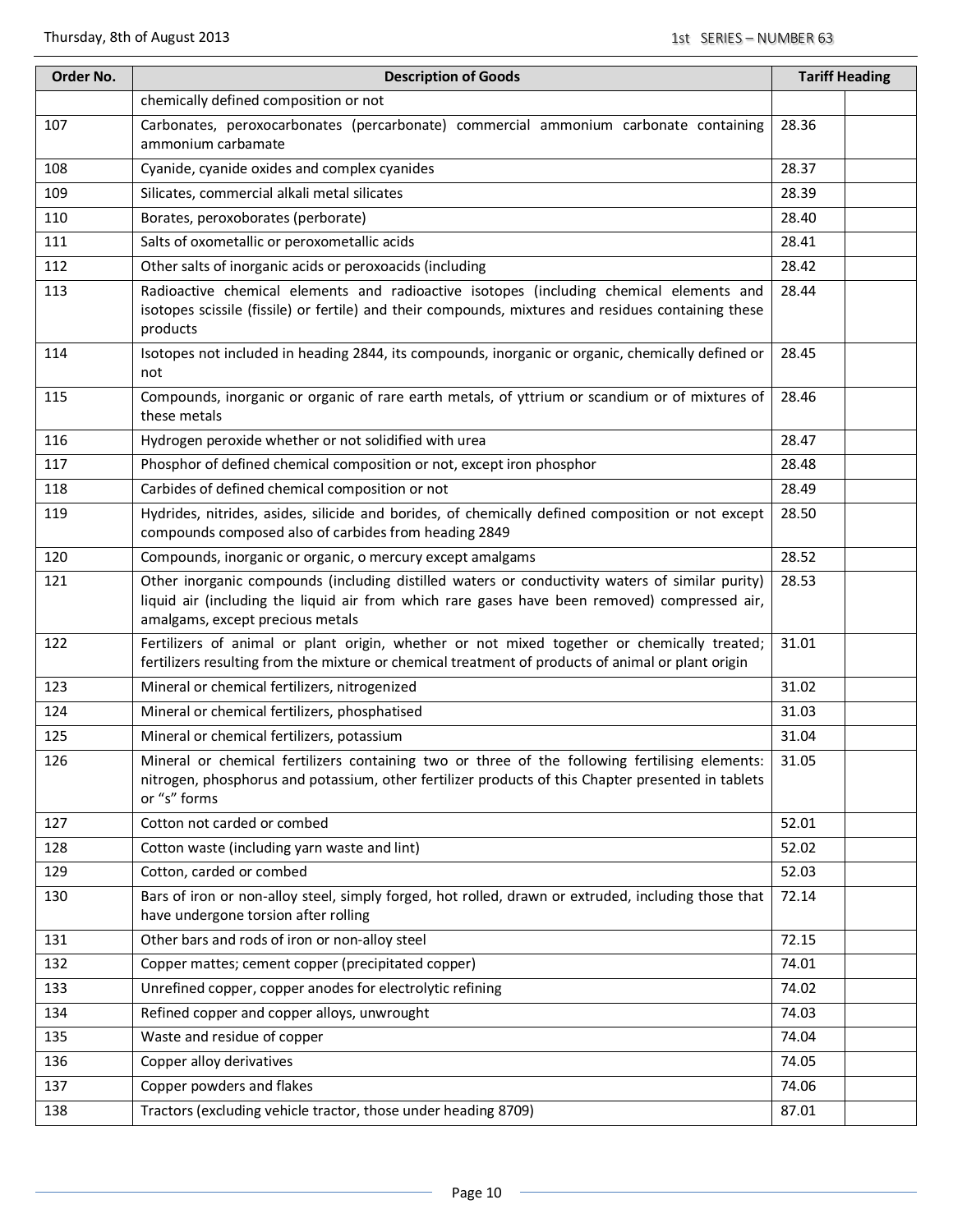| Order No. | Description of Goods | Tariff Heading | |
|---|---|---|---|
| | chemically defined composition or not | | |
| 107 | Carbonates, peroxocarbonates (percarbonate) commercial ammonium carbonate containing ammonium carbamate | 28.36 | |
| 108 | Cyanide, cyanide oxides and complex cyanides | 28.37 | |
| 109 | Silicates, commercial alkali metal silicates | 28.39 | |
| 110 | Borates, peroxoborates (perborate) | 28.40 | |
| 111 | Salts of oxometallic or peroxometallic acids | 28.41 | |
| 112 | Other salts of inorganic acids or peroxoacids (including | 28.42 | |
| 113 | Radioactive chemical elements and radioactive isotopes (including chemical elements and isotopes scissile (fissile) or fertile) and their compounds, mixtures and residues containing these products | 28.44 | |
| 114 | Isotopes not included in heading 2844, its compounds, inorganic or organic, chemically defined or not | 28.45 | |
| 115 | Compounds, inorganic or organic of rare earth metals, of yttrium or scandium or of mixtures of these metals | 28.46 | |
| 116 | Hydrogen peroxide whether or not solidified with urea | 28.47 | |
| 117 | Phosphor of defined chemical composition or not, except iron phosphor | 28.48 | |
| 118 | Carbides of defined chemical composition or not | 28.49 | |
| 119 | Hydrides, nitrides, asides, silicide and borides, of chemically defined composition or not except compounds composed also of carbides from heading 2849 | 28.50 | |
| 120 | Compounds, inorganic or organic, o mercury except amalgams | 28.52 | |
| 121 | Other inorganic compounds (including distilled waters or conductivity waters of similar purity) liquid air (including the liquid air from which rare gases have been removed) compressed air, amalgams, except precious metals | 28.53 | |
| 122 | Fertilizers of animal or plant origin, whether or not mixed together or chemically treated; fertilizers resulting from the mixture or chemical treatment of products of animal or plant origin | 31.01 | |
| 123 | Mineral or chemical fertilizers, nitrogenized | 31.02 | |
| 124 | Mineral or chemical fertilizers, phosphatised | 31.03 | |
| 125 | Mineral or chemical fertilizers, potassium | 31.04 | |
| 126 | Mineral or chemical fertilizers containing two or three of the following fertilising elements: nitrogen, phosphorus and potassium, other fertilizer products of this Chapter presented in tablets or "s" forms | 31.05 | |
| 127 | Cotton not carded or combed | 52.01 | |
| 128 | Cotton waste (including yarn waste and lint) | 52.02 | |
| 129 | Cotton, carded or combed | 52.03 | |
| 130 | Bars of iron or non-alloy steel, simply forged, hot rolled, drawn or extruded, including those that have undergone torsion after rolling | 72.14 | |
| 131 | Other bars and rods of iron or non-alloy steel | 72.15 | |
| 132 | Copper mattes; cement copper (precipitated copper) | 74.01 | |
| 133 | Unrefined copper, copper anodes for electrolytic refining | 74.02 | |
| 134 | Refined copper and copper alloys, unwrought | 74.03 | |
| 135 | Waste and residue of copper | 74.04 | |
| 136 | Copper alloy derivatives | 74.05 | |
| 137 | Copper powders and flakes | 74.06 | |
| 138 | Tractors (excluding vehicle tractor, those under heading 8709) | 87.01 | |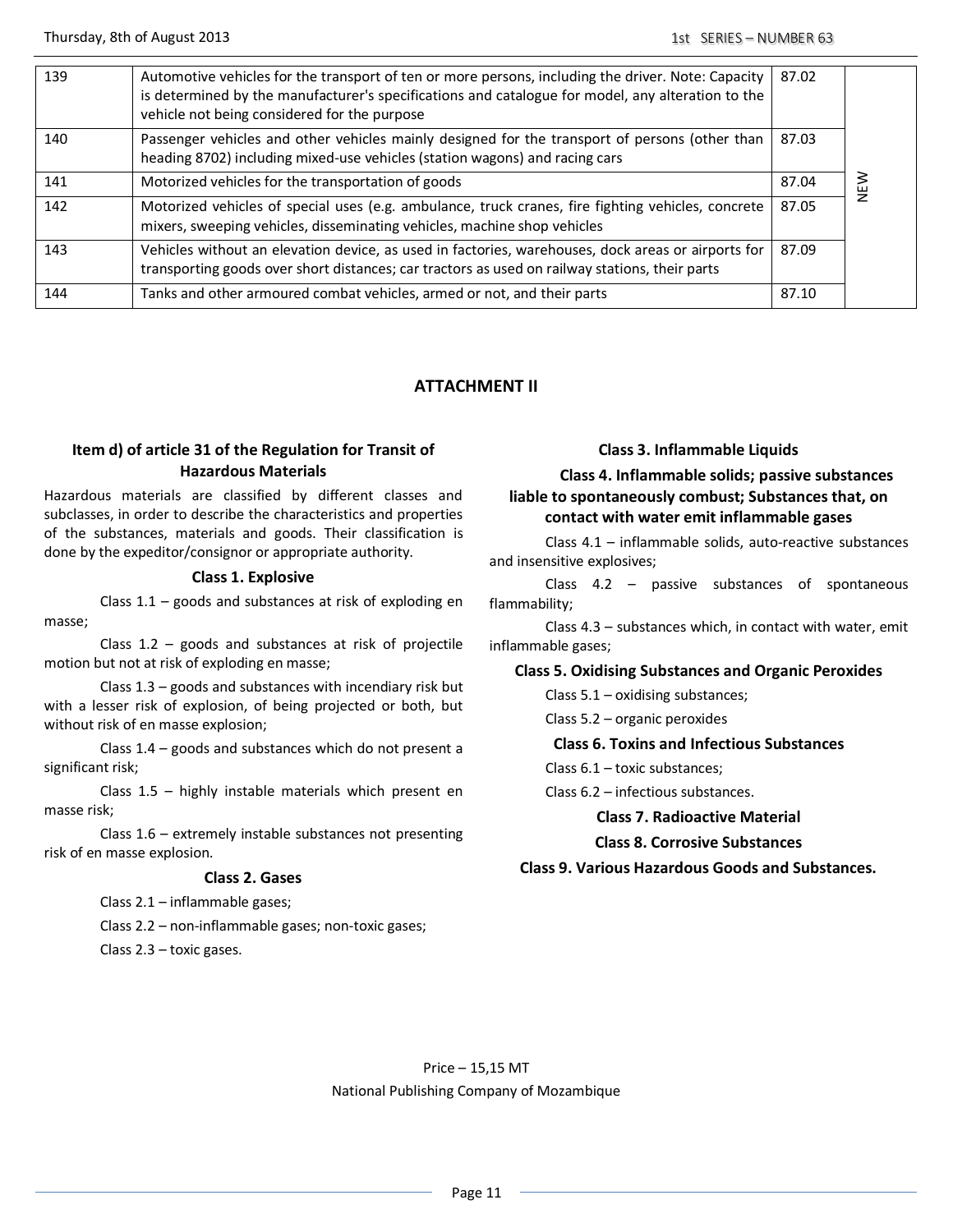| | | | |
|---|---|---|---|
| 139 | Automotive vehicles for the transport of ten or more persons, including the driver. Note: Capacity is determined by the manufacturer's specifications and catalogue for model, any alteration to the vehicle not being considered for the purpose | 87.02 | NEW |
| 140 | Passenger vehicles and other vehicles mainly designed for the transport of persons (other than heading 8702) including mixed-use vehicles (station wagons) and racing cars | 87.03 | |
| 141 | Motorized vehicles for the transportation of goods | 87.04 | |
| 142 | Motorized vehicles of special uses (e.g. ambulance, truck cranes, fire fighting vehicles, concrete mixers, sweeping vehicles, disseminating vehicles, machine shop vehicles | 87.05 | |
| 143 | Vehicles without an elevation device, as used in factories, warehouses, dock areas or airports for transporting goods over short distances; car tractors as used on railway stations, their parts | 87.09 | |
| 144 | Tanks and other armoured combat vehicles, armed or not, and their parts | 87.10 | |

## ATTACHMENT II

### Item d) of article 31 of the Regulation for Transit of Hazardous Materials

Hazardous materials are classified by different classes and subclasses, in order to describe the characteristics and properties of the substances, materials and goods. Their classification is done by the expeditor/consignor or appropriate authority.

**Class 1. Explosive**

Class 1.1 – goods and substances at risk of exploding en masse;

Class 1.2 – goods and substances at risk of projectile motion but not at risk of exploding en masse;

Class 1.3 – goods and substances with incendiary risk but with a lesser risk of explosion, of being projected or both, but without risk of en masse explosion;

Class 1.4 – goods and substances which do not present a significant risk;

Class 1.5 – highly instable materials which present en masse risk;

Class 1.6 – extremely instable substances not presenting risk of en masse explosion.

**Class 2. Gases**

Class 2.1 – inflammable gases;

Class 2.2 – non-inflammable gases; non-toxic gases;

Class 2.3 – toxic gases.

**Class 3. Inflammable Liquids**

**Class 4. Inflammable solids; passive substances liable to spontaneously combust; Substances that, on contact with water emit inflammable gases**

Class 4.1 – inflammable solids, auto-reactive substances and insensitive explosives;

Class 4.2 – passive substances of spontaneous flammability;

Class 4.3 – substances which, in contact with water, emit inflammable gases;

**Class 5. Oxidising Substances and Organic Peroxides**

Class 5.1 – oxidising substances;

Class 5.2 – organic peroxides

**Class 6. Toxins and Infectious Substances**

Class 6.1 – toxic substances;

Class 6.2 – infectious substances.

**Class 7. Radioactive Material**

**Class 8. Corrosive Substances**

**Class 9. Various Hazardous Goods and Substances.**

Price – 15,15 MT

National Publishing Company of Mozambique